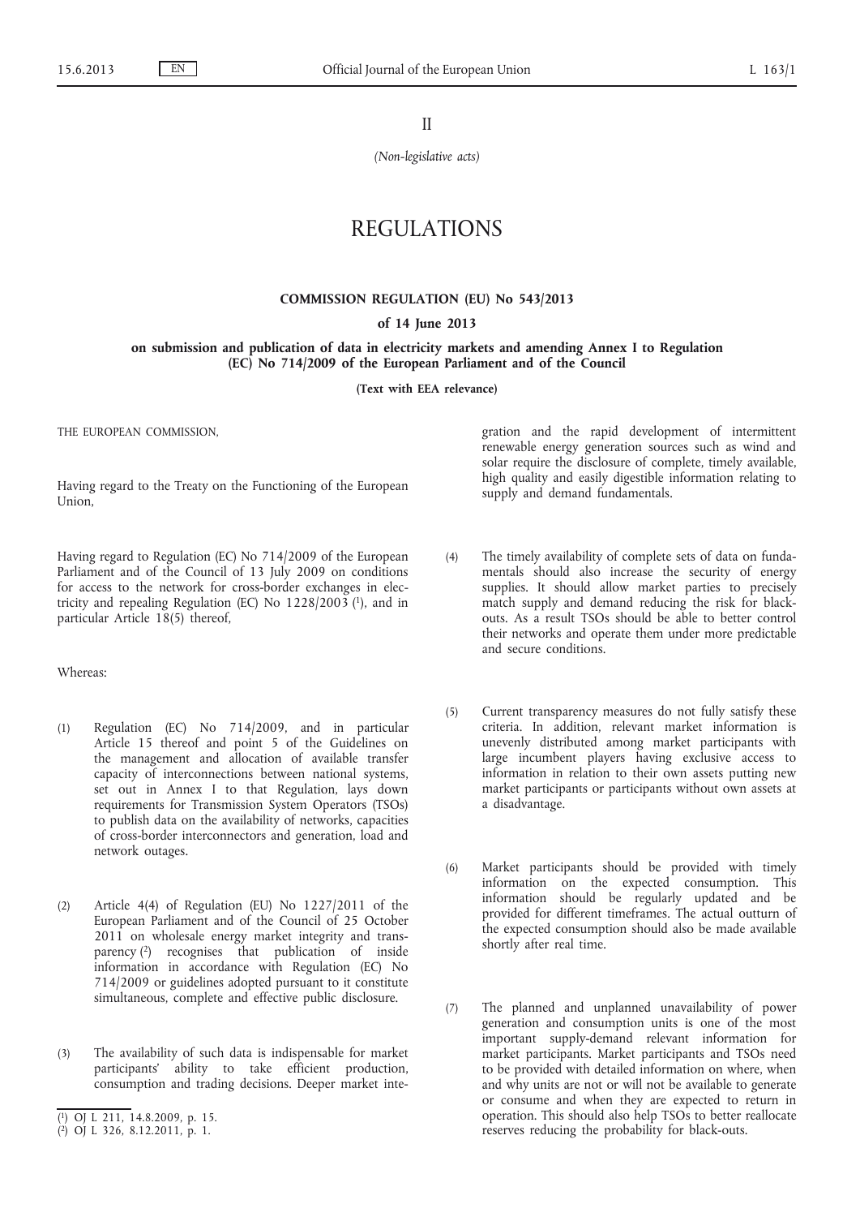II

*(Non-legislative acts)*

# REGULATIONS

## COMMISSION REGULATION (EU) No 543/2013

### of 14 June 2013

### on submission and publication of data in electricity markets and amending Annex I to Regulation (EC) No 714/2009 of the European Parliament and of the Council

**(Text with EEA relevance)**

THE EUROPEAN COMMISSION,

Having regard to the Treaty on the Functioning of the European Union,

Having regard to Regulation (EC) No 714/2009 of the European Parliament and of the Council of 13 July 2009 on conditions for access to the network for cross-border exchanges in electricity and repealing Regulation (EC) No 1228/2003 [1], and in particular Article 18(5) thereof,

Whereas:

(1) Regulation (EC) No 714/2009, and in particular Article 15 thereof and point 5 of the Guidelines on the management and allocation of available transfer capacity of interconnections between national systems, set out in Annex I to that Regulation, lays down requirements for Transmission System Operators (TSOs) to publish data on the availability of networks, capacities of cross-border interconnectors and generation, load and network outages.

(2) Article 4(4) of Regulation (EU) No 1227/2011 of the European Parliament and of the Council of 25 October 2011 on wholesale energy market integrity and transparency [2] recognises that publication of inside information in accordance with Regulation (EC) No 714/2009 or guidelines adopted pursuant to it constitute simultaneous, complete and effective public disclosure.

(3) The availability of such data is indispensable for market participants' ability to take efficient production, consumption and trading decisions. Deeper market integration and the rapid development of intermittent renewable energy generation sources such as wind and solar require the disclosure of complete, timely available, high quality and easily digestible information relating to supply and demand fundamentals.

(4) The timely availability of complete sets of data on fundamentals should also increase the security of energy supplies. It should allow market parties to precisely match supply and demand reducing the risk for blackouts. As a result TSOs should be able to better control their networks and operate them under more predictable and secure conditions.

(5) Current transparency measures do not fully satisfy these criteria. In addition, relevant market information is unevenly distributed among market participants with large incumbent players having exclusive access to information in relation to their own assets putting new market participants or participants without own assets at a disadvantage.

(6) Market participants should be provided with timely information on the expected consumption. This information should be regularly updated and be provided for different timeframes. The actual outturn of the expected consumption should also be made available shortly after real time.

(7) The planned and unplanned unavailability of power generation and consumption units is one of the most important supply-demand relevant information for market participants. Market participants and TSOs need to be provided with detailed information on where, when and why units are not or will not be available to generate or consume and when they are expected to return in operation. This should also help TSOs to better reallocate reserves reducing the probability for black-outs.

---

[1] OJ L 211, 14.8.2009, p. 15.

[2] OJ L 326, 8.12.2011, p. 1.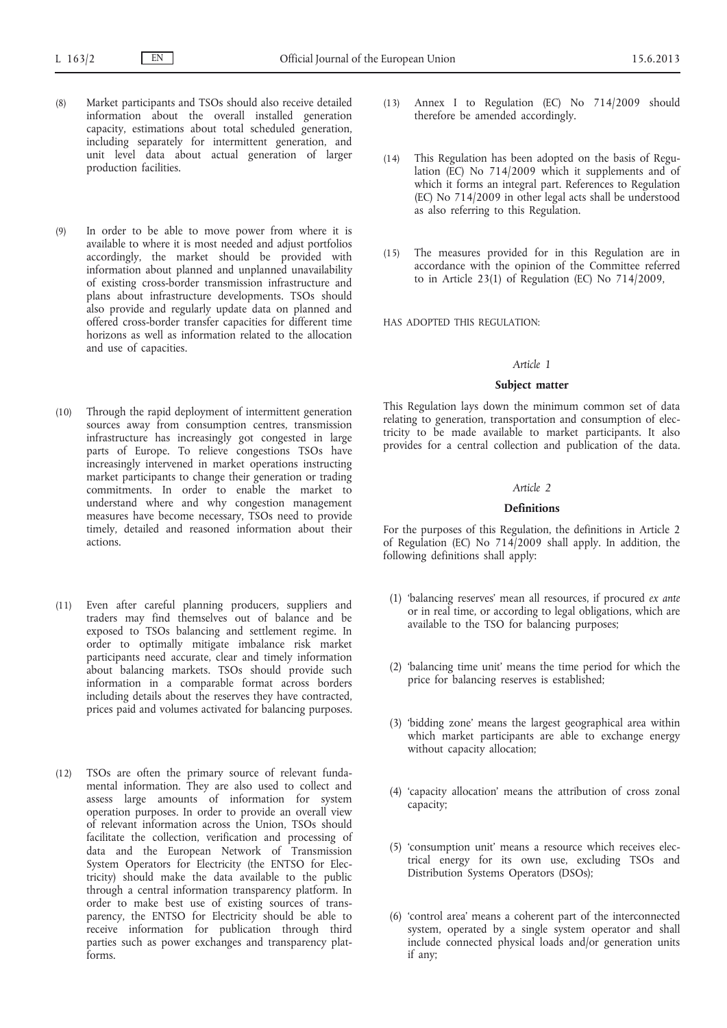(8) Market participants and TSOs should also receive detailed information about the overall installed generation capacity, estimations about total scheduled generation, including separately for intermittent generation, and unit level data about actual generation of larger production facilities.

(9) In order to be able to move power from where it is available to where it is most needed and adjust portfolios accordingly, the market should be provided with information about planned and unplanned unavailability of existing cross-border transmission infrastructure and plans about infrastructure developments. TSOs should also provide and regularly update data on planned and offered cross-border transfer capacities for different time horizons as well as information related to the allocation and use of capacities.

(10) Through the rapid deployment of intermittent generation sources away from consumption centres, transmission infrastructure has increasingly got congested in large parts of Europe. To relieve congestions TSOs have increasingly intervened in market operations instructing market participants to change their generation or trading commitments. In order to enable the market to understand where and why congestion management measures have become necessary, TSOs need to provide timely, detailed and reasoned information about their actions.

(11) Even after careful planning producers, suppliers and traders may find themselves out of balance and be exposed to TSOs balancing and settlement regime. In order to optimally mitigate imbalance risk market participants need accurate, clear and timely information about balancing markets. TSOs should provide such information in a comparable format across borders including details about the reserves they have contracted, prices paid and volumes activated for balancing purposes.

(12) TSOs are often the primary source of relevant fundamental information. They are also used to collect and assess large amounts of information for system operation purposes. In order to provide an overall view of relevant information across the Union, TSOs should facilitate the collection, verification and processing of data and the European Network of Transmission System Operators for Electricity (the ENTSO for Electricity) should make the data available to the public through a central information transparency platform. In order to make best use of existing sources of transparency, the ENTSO for Electricity should be able to receive information for publication through third parties such as power exchanges and transparency platforms.

(13) Annex I to Regulation (EC) No 714/2009 should therefore be amended accordingly.

(14) This Regulation has been adopted on the basis of Regulation (EC) No 714/2009 which it supplements and of which it forms an integral part. References to Regulation (EC) No 714/2009 in other legal acts shall be understood as also referring to this Regulation.

(15) The measures provided for in this Regulation are in accordance with the opinion of the Committee referred to in Article 23(1) of Regulation (EC) No 714/2009,

HAS ADOPTED THIS REGULATION:

*Article 1*

**Subject matter**

This Regulation lays down the minimum common set of data relating to generation, transportation and consumption of electricity to be made available to market participants. It also provides for a central collection and publication of the data.

*Article 2*

**Definitions**

For the purposes of this Regulation, the definitions in Article 2 of Regulation (EC) No 714/2009 shall apply. In addition, the following definitions shall apply:

(1) 'balancing reserves' mean all resources, if procured *ex ante* or in real time, or according to legal obligations, which are available to the TSO for balancing purposes;

(2) 'balancing time unit' means the time period for which the price for balancing reserves is established;

(3) 'bidding zone' means the largest geographical area within which market participants are able to exchange energy without capacity allocation;

(4) 'capacity allocation' means the attribution of cross zonal capacity;

(5) 'consumption unit' means a resource which receives electrical energy for its own use, excluding TSOs and Distribution Systems Operators (DSOs);

(6) 'control area' means a coherent part of the interconnected system, operated by a single system operator and shall include connected physical loads and/or generation units if any;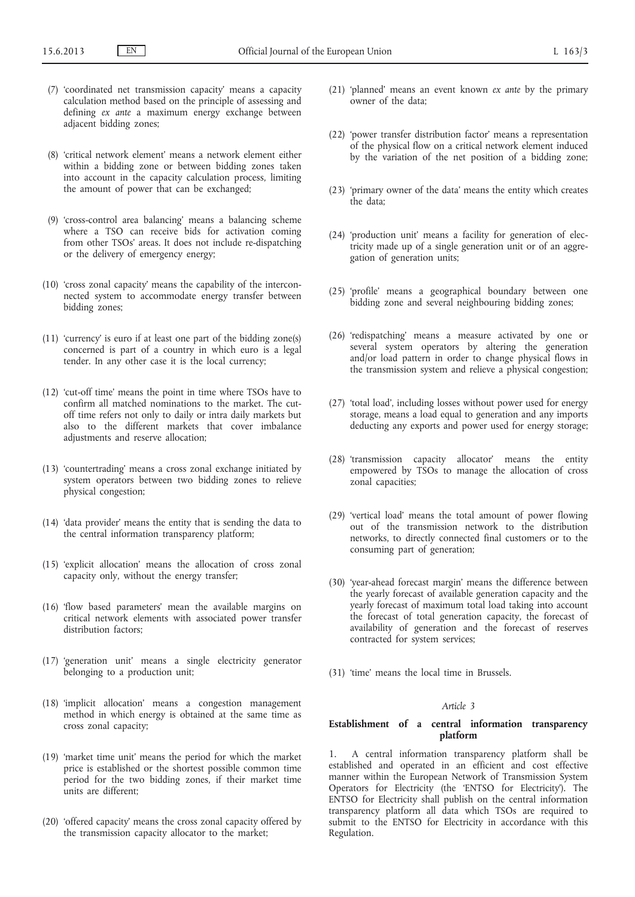(7) 'coordinated net transmission capacity' means a capacity calculation method based on the principle of assessing and defining *ex ante* a maximum energy exchange between adjacent bidding zones;

(8) 'critical network element' means a network element either within a bidding zone or between bidding zones taken into account in the capacity calculation process, limiting the amount of power that can be exchanged;

(9) 'cross-control area balancing' means a balancing scheme where a TSO can receive bids for activation coming from other TSOs' areas. It does not include re-dispatching or the delivery of emergency energy;

(10) 'cross zonal capacity' means the capability of the interconnected system to accommodate energy transfer between bidding zones;

(11) 'currency' is euro if at least one part of the bidding zone(s) concerned is part of a country in which euro is a legal tender. In any other case it is the local currency;

(12) 'cut-off time' means the point in time where TSOs have to confirm all matched nominations to the market. The cut-off time refers not only to daily or intra daily markets but also to the different markets that cover imbalance adjustments and reserve allocation;

(13) 'countertrading' means a cross zonal exchange initiated by system operators between two bidding zones to relieve physical congestion;

(14) 'data provider' means the entity that is sending the data to the central information transparency platform;

(15) 'explicit allocation' means the allocation of cross zonal capacity only, without the energy transfer;

(16) 'flow based parameters' mean the available margins on critical network elements with associated power transfer distribution factors;

(17) 'generation unit' means a single electricity generator belonging to a production unit;

(18) 'implicit allocation' means a congestion management method in which energy is obtained at the same time as cross zonal capacity;

(19) 'market time unit' means the period for which the market price is established or the shortest possible common time period for the two bidding zones, if their market time units are different;

(20) 'offered capacity' means the cross zonal capacity offered by the transmission capacity allocator to the market;

(21) 'planned' means an event known *ex ante* by the primary owner of the data;

(22) 'power transfer distribution factor' means a representation of the physical flow on a critical network element induced by the variation of the net position of a bidding zone;

(23) 'primary owner of the data' means the entity which creates the data;

(24) 'production unit' means a facility for generation of electricity made up of a single generation unit or of an aggregation of generation units;

(25) 'profile' means a geographical boundary between one bidding zone and several neighbouring bidding zones;

(26) 'redispatching' means a measure activated by one or several system operators by altering the generation and/or load pattern in order to change physical flows in the transmission system and relieve a physical congestion;

(27) 'total load', including losses without power used for energy storage, means a load equal to generation and any imports deducting any exports and power used for energy storage;

(28) 'transmission capacity allocator' means the entity empowered by TSOs to manage the allocation of cross zonal capacities;

(29) 'vertical load' means the total amount of power flowing out of the transmission network to the distribution networks, to directly connected final customers or to the consuming part of generation;

(30) 'year-ahead forecast margin' means the difference between the yearly forecast of available generation capacity and the yearly forecast of maximum total load taking into account the forecast of total generation capacity, the forecast of availability of generation and the forecast of reserves contracted for system services;

(31) 'time' means the local time in Brussels.

## *Article 3*

### **Establishment of a central information transparency platform**

1. A central information transparency platform shall be established and operated in an efficient and cost effective manner within the European Network of Transmission System Operators for Electricity (the 'ENTSO for Electricity'). The ENTSO for Electricity shall publish on the central information transparency platform all data which TSOs are required to submit to the ENTSO for Electricity in accordance with this Regulation.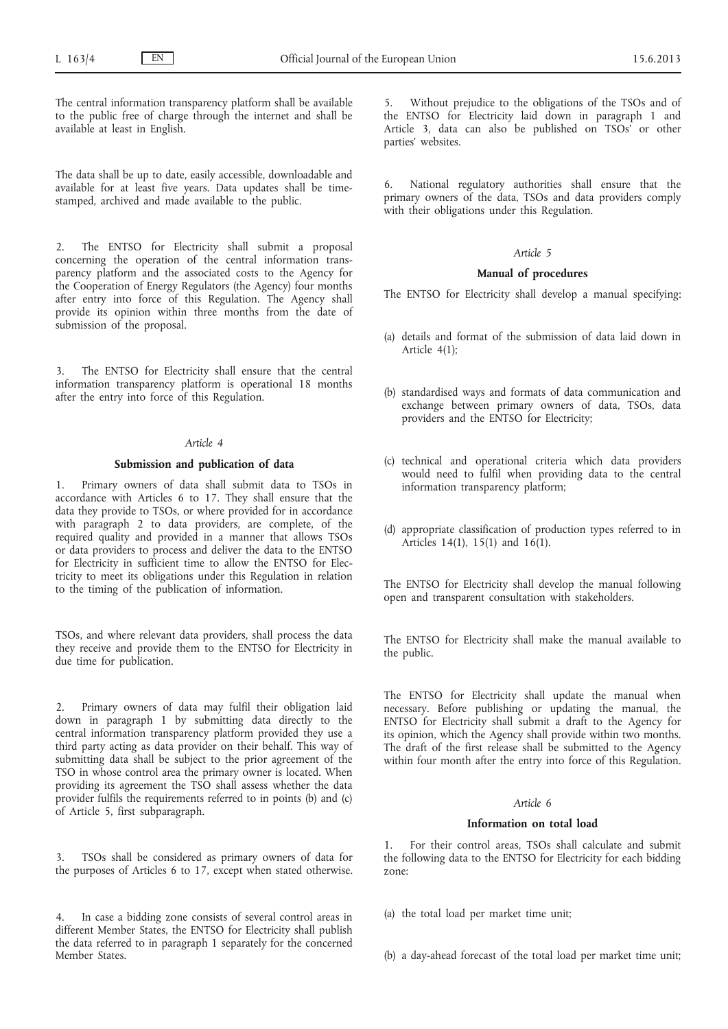The central information transparency platform shall be available to the public free of charge through the internet and shall be available at least in English.

The data shall be up to date, easily accessible, downloadable and available for at least five years. Data updates shall be time-stamped, archived and made available to the public.

2. The ENTSO for Electricity shall submit a proposal concerning the operation of the central information transparency platform and the associated costs to the Agency for the Cooperation of Energy Regulators (the Agency) four months after entry into force of this Regulation. The Agency shall provide its opinion within three months from the date of submission of the proposal.

3. The ENTSO for Electricity shall ensure that the central information transparency platform is operational 18 months after the entry into force of this Regulation.

*Article 4*

**Submission and publication of data**

1. Primary owners of data shall submit data to TSOs in accordance with Articles 6 to 17. They shall ensure that the data they provide to TSOs, or where provided for in accordance with paragraph 2 to data providers, are complete, of the required quality and provided in a manner that allows TSOs or data providers to process and deliver the data to the ENTSO for Electricity in sufficient time to allow the ENTSO for Electricity to meet its obligations under this Regulation in relation to the timing of the publication of information.

TSOs, and where relevant data providers, shall process the data they receive and provide them to the ENTSO for Electricity in due time for publication.

2. Primary owners of data may fulfil their obligation laid down in paragraph 1 by submitting data directly to the central information transparency platform provided they use a third party acting as data provider on their behalf. This way of submitting data shall be subject to the prior agreement of the TSO in whose control area the primary owner is located. When providing its agreement the TSO shall assess whether the data provider fulfils the requirements referred to in points (b) and (c) of Article 5, first subparagraph.

3. TSOs shall be considered as primary owners of data for the purposes of Articles 6 to 17, except when stated otherwise.

4. In case a bidding zone consists of several control areas in different Member States, the ENTSO for Electricity shall publish the data referred to in paragraph 1 separately for the concerned Member States.

5. Without prejudice to the obligations of the TSOs and of the ENTSO for Electricity laid down in paragraph 1 and Article 3, data can also be published on TSOs' or other parties' websites.

6. National regulatory authorities shall ensure that the primary owners of the data, TSOs and data providers comply with their obligations under this Regulation.

*Article 5*

**Manual of procedures**

The ENTSO for Electricity shall develop a manual specifying:

(a) details and format of the submission of data laid down in Article 4(1);

(b) standardised ways and formats of data communication and exchange between primary owners of data, TSOs, data providers and the ENTSO for Electricity;

(c) technical and operational criteria which data providers would need to fulfil when providing data to the central information transparency platform;

(d) appropriate classification of production types referred to in Articles 14(1), 15(1) and 16(1).

The ENTSO for Electricity shall develop the manual following open and transparent consultation with stakeholders.

The ENTSO for Electricity shall make the manual available to the public.

The ENTSO for Electricity shall update the manual when necessary. Before publishing or updating the manual, the ENTSO for Electricity shall submit a draft to the Agency for its opinion, which the Agency shall provide within two months. The draft of the first release shall be submitted to the Agency within four month after the entry into force of this Regulation.

*Article 6*

**Information on total load**

1. For their control areas, TSOs shall calculate and submit the following data to the ENTSO for Electricity for each bidding zone:

(a) the total load per market time unit;

(b) a day-ahead forecast of the total load per market time unit;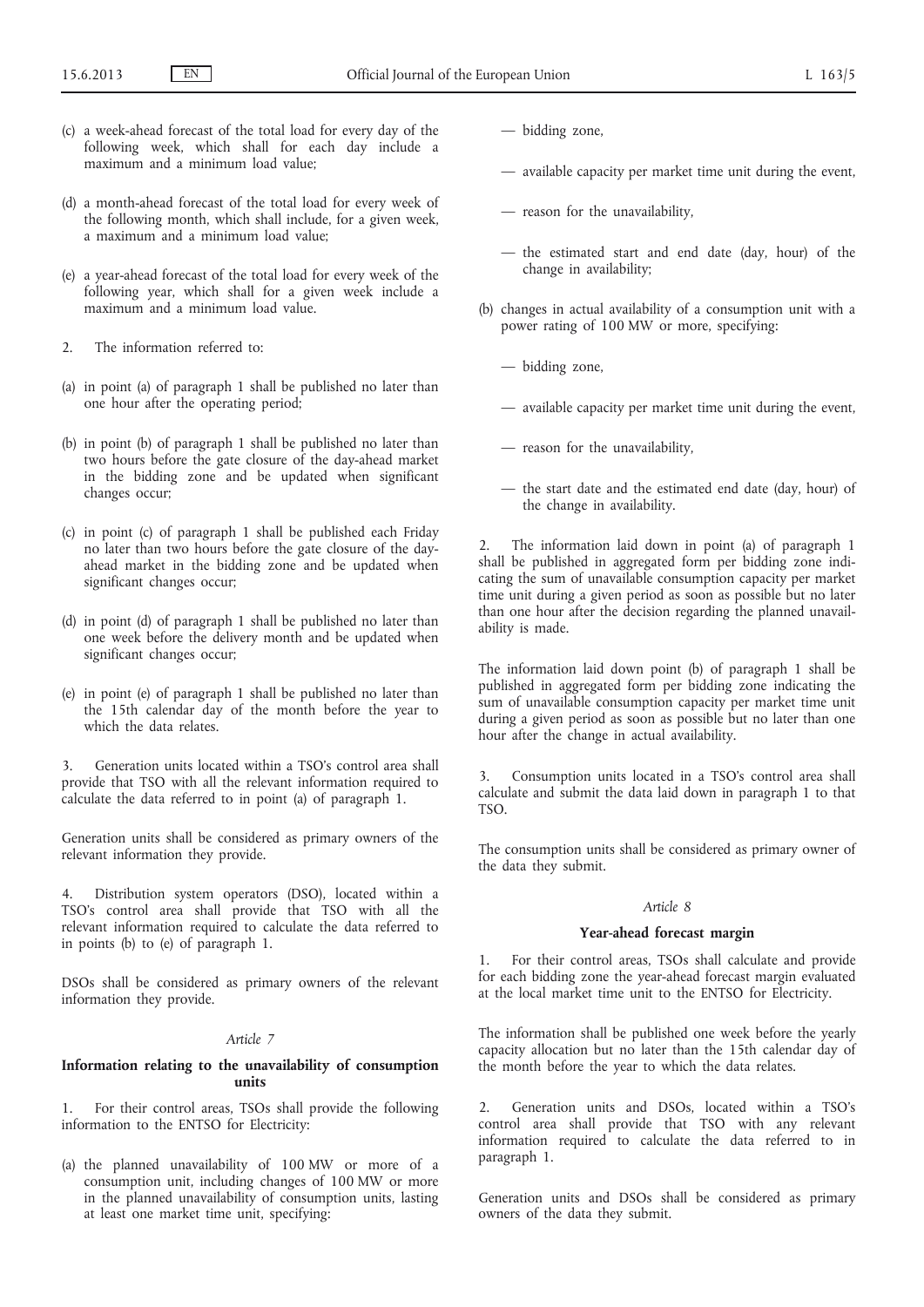(c) a week-ahead forecast of the total load for every day of the following week, which shall for each day include a maximum and a minimum load value;

(d) a month-ahead forecast of the total load for every week of the following month, which shall include, for a given week, a maximum and a minimum load value;

(e) a year-ahead forecast of the total load for every week of the following year, which shall for a given week include a maximum and a minimum load value.

2. The information referred to:

(a) in point (a) of paragraph 1 shall be published no later than one hour after the operating period;

(b) in point (b) of paragraph 1 shall be published no later than two hours before the gate closure of the day-ahead market in the bidding zone and be updated when significant changes occur;

(c) in point (c) of paragraph 1 shall be published each Friday no later than two hours before the gate closure of the day-ahead market in the bidding zone and be updated when significant changes occur;

(d) in point (d) of paragraph 1 shall be published no later than one week before the delivery month and be updated when significant changes occur;

(e) in point (e) of paragraph 1 shall be published no later than the 15th calendar day of the month before the year to which the data relates.

3. Generation units located within a TSO's control area shall provide that TSO with all the relevant information required to calculate the data referred to in point (a) of paragraph 1.

Generation units shall be considered as primary owners of the relevant information they provide.

4. Distribution system operators (DSO), located within a TSO's control area shall provide that TSO with all the relevant information required to calculate the data referred to in points (b) to (e) of paragraph 1.

DSOs shall be considered as primary owners of the relevant information they provide.

*Article 7*

**Information relating to the unavailability of consumption units**

1. For their control areas, TSOs shall provide the following information to the ENTSO for Electricity:

(a) the planned unavailability of 100 MW or more of a consumption unit, including changes of 100 MW or more in the planned unavailability of consumption units, lasting at least one market time unit, specifying:

— bidding zone,

— available capacity per market time unit during the event,

— reason for the unavailability,

— the estimated start and end date (day, hour) of the change in availability;

(b) changes in actual availability of a consumption unit with a power rating of 100 MW or more, specifying:

— bidding zone,

— available capacity per market time unit during the event,

— reason for the unavailability,

— the start date and the estimated end date (day, hour) of the change in availability.

2. The information laid down in point (a) of paragraph 1 shall be published in aggregated form per bidding zone indicating the sum of unavailable consumption capacity per market time unit during a given period as soon as possible but no later than one hour after the decision regarding the planned unavailability is made.

The information laid down point (b) of paragraph 1 shall be published in aggregated form per bidding zone indicating the sum of unavailable consumption capacity per market time unit during a given period as soon as possible but no later than one hour after the change in actual availability.

3. Consumption units located in a TSO's control area shall calculate and submit the data laid down in paragraph 1 to that TSO.

The consumption units shall be considered as primary owner of the data they submit.

*Article 8*

**Year-ahead forecast margin**

1. For their control areas, TSOs shall calculate and provide for each bidding zone the year-ahead forecast margin evaluated at the local market time unit to the ENTSO for Electricity.

The information shall be published one week before the yearly capacity allocation but no later than the 15th calendar day of the month before the year to which the data relates.

2. Generation units and DSOs, located within a TSO's control area shall provide that TSO with any relevant information required to calculate the data referred to in paragraph 1.

Generation units and DSOs shall be considered as primary owners of the data they submit.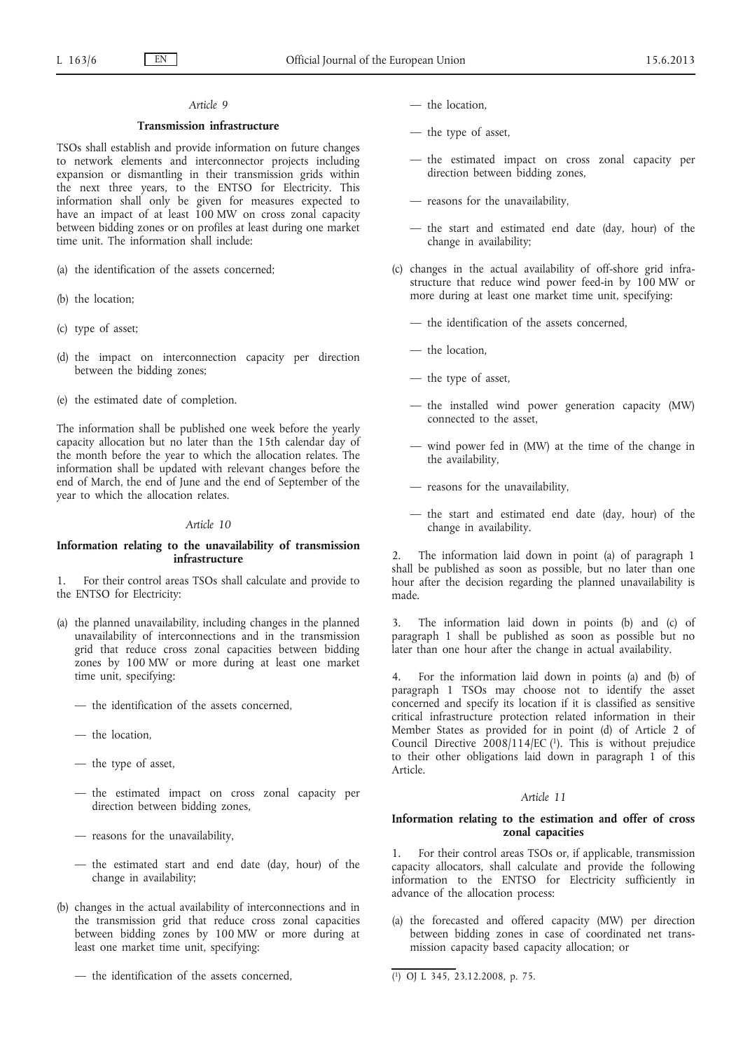*Article 9*

**Transmission infrastructure**

TSOs shall establish and provide information on future changes to network elements and interconnector projects including expansion or dismantling in their transmission grids within the next three years, to the ENTSO for Electricity. This information shall only be given for measures expected to have an impact of at least 100 MW on cross zonal capacity between bidding zones or on profiles at least during one market time unit. The information shall include:

(a) the identification of the assets concerned;

(b) the location;

(c) type of asset;

(d) the impact on interconnection capacity per direction between the bidding zones;

(e) the estimated date of completion.

The information shall be published one week before the yearly capacity allocation but no later than the 15th calendar day of the month before the year to which the allocation relates. The information shall be updated with relevant changes before the end of March, the end of June and the end of September of the year to which the allocation relates.

*Article 10*

**Information relating to the unavailability of transmission infrastructure**

1. For their control areas TSOs shall calculate and provide to the ENTSO for Electricity:

(a) the planned unavailability, including changes in the planned unavailability of interconnections and in the transmission grid that reduce cross zonal capacities between bidding zones by 100 MW or more during at least one market time unit, specifying:

— the identification of the assets concerned,

— the location,

— the type of asset,

— the estimated impact on cross zonal capacity per direction between bidding zones,

— reasons for the unavailability,

— the estimated start and end date (day, hour) of the change in availability;

(b) changes in the actual availability of interconnections and in the transmission grid that reduce cross zonal capacities between bidding zones by 100 MW or more during at least one market time unit, specifying:

— the identification of the assets concerned,

— the location,

— the type of asset,

— the estimated impact on cross zonal capacity per direction between bidding zones,

— reasons for the unavailability,

— the start and estimated end date (day, hour) of the change in availability;

(c) changes in the actual availability of off-shore grid infrastructure that reduce wind power feed-in by 100 MW or more during at least one market time unit, specifying:

— the identification of the assets concerned,

— the location,

— the type of asset,

— the installed wind power generation capacity (MW) connected to the asset,

— wind power fed in (MW) at the time of the change in the availability,

— reasons for the unavailability,

— the start and estimated end date (day, hour) of the change in availability.

2. The information laid down in point (a) of paragraph 1 shall be published as soon as possible, but no later than one hour after the decision regarding the planned unavailability is made.

3. The information laid down in points (b) and (c) of paragraph 1 shall be published as soon as possible but no later than one hour after the change in actual availability.

4. For the information laid down in points (a) and (b) of paragraph 1 TSOs may choose not to identify the asset concerned and specify its location if it is classified as sensitive critical infrastructure protection related information in their Member States as provided for in point (d) of Article 2 of Council Directive 2008/114/EC [1]. This is without prejudice to their other obligations laid down in paragraph 1 of this Article.

*Article 11*

**Information relating to the estimation and offer of cross zonal capacities**

1. For their control areas TSOs or, if applicable, transmission capacity allocators, shall calculate and provide the following information to the ENTSO for Electricity sufficiently in advance of the allocation process:

(a) the forecasted and offered capacity (MW) per direction between bidding zones in case of coordinated net transmission capacity based capacity allocation; or

---

[1] OJ L 345, 23.12.2008, p. 75.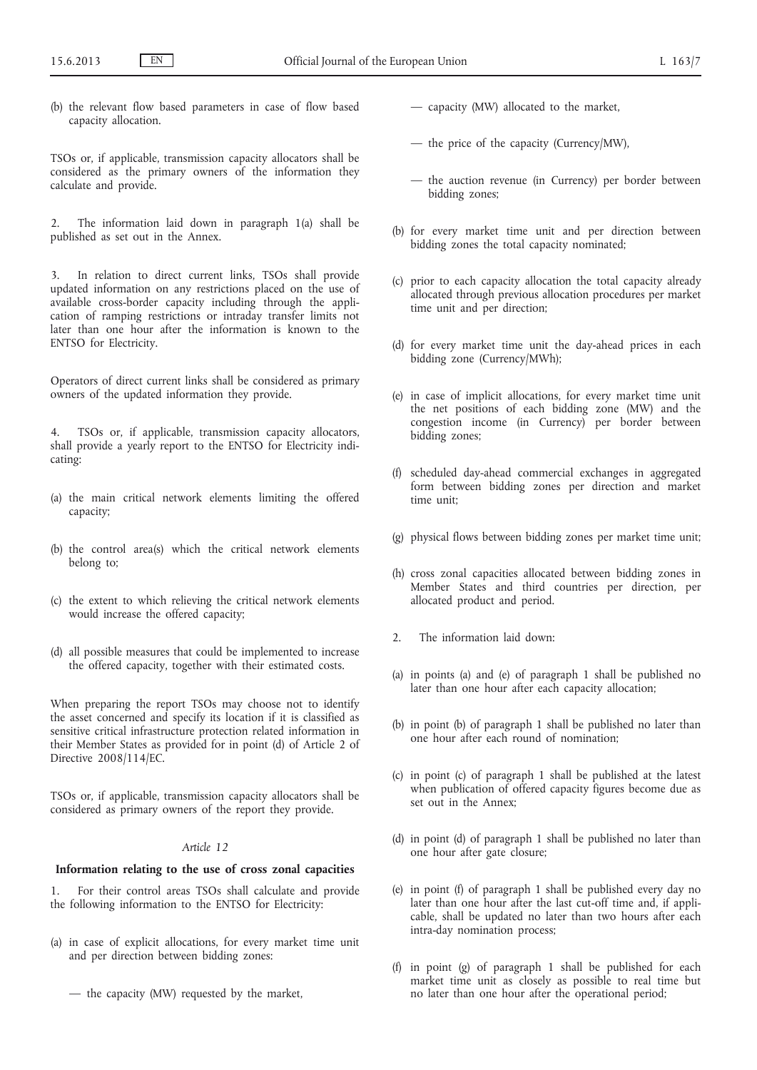(b) the relevant flow based parameters in case of flow based capacity allocation.

TSOs or, if applicable, transmission capacity allocators shall be considered as the primary owners of the information they calculate and provide.

2. The information laid down in paragraph 1(a) shall be published as set out in the Annex.

3. In relation to direct current links, TSOs shall provide updated information on any restrictions placed on the use of available cross-border capacity including through the application of ramping restrictions or intraday transfer limits not later than one hour after the information is known to the ENTSO for Electricity.

Operators of direct current links shall be considered as primary owners of the updated information they provide.

4. TSOs or, if applicable, transmission capacity allocators, shall provide a yearly report to the ENTSO for Electricity indicating:

(a) the main critical network elements limiting the offered capacity;

(b) the control area(s) which the critical network elements belong to;

(c) the extent to which relieving the critical network elements would increase the offered capacity;

(d) all possible measures that could be implemented to increase the offered capacity, together with their estimated costs.

When preparing the report TSOs may choose not to identify the asset concerned and specify its location if it is classified as sensitive critical infrastructure protection related information in their Member States as provided for in point (d) of Article 2 of Directive 2008/114/EC.

TSOs or, if applicable, transmission capacity allocators shall be considered as primary owners of the report they provide.

*Article 12*

**Information relating to the use of cross zonal capacities**

1. For their control areas TSOs shall calculate and provide the following information to the ENTSO for Electricity:

(a) in case of explicit allocations, for every market time unit and per direction between bidding zones:

— the capacity (MW) requested by the market,

— capacity (MW) allocated to the market,

— the price of the capacity (Currency/MW),

— the auction revenue (in Currency) per border between bidding zones;

(b) for every market time unit and per direction between bidding zones the total capacity nominated;

(c) prior to each capacity allocation the total capacity already allocated through previous allocation procedures per market time unit and per direction;

(d) for every market time unit the day-ahead prices in each bidding zone (Currency/MWh);

(e) in case of implicit allocations, for every market time unit the net positions of each bidding zone (MW) and the congestion income (in Currency) per border between bidding zones;

(f) scheduled day-ahead commercial exchanges in aggregated form between bidding zones per direction and market time unit;

(g) physical flows between bidding zones per market time unit;

(h) cross zonal capacities allocated between bidding zones in Member States and third countries per direction, per allocated product and period.

2. The information laid down:

(a) in points (a) and (e) of paragraph 1 shall be published no later than one hour after each capacity allocation;

(b) in point (b) of paragraph 1 shall be published no later than one hour after each round of nomination;

(c) in point (c) of paragraph 1 shall be published at the latest when publication of offered capacity figures become due as set out in the Annex;

(d) in point (d) of paragraph 1 shall be published no later than one hour after gate closure;

(e) in point (f) of paragraph 1 shall be published every day no later than one hour after the last cut-off time and, if applicable, shall be updated no later than two hours after each intra-day nomination process;

(f) in point (g) of paragraph 1 shall be published for each market time unit as closely as possible to real time but no later than one hour after the operational period;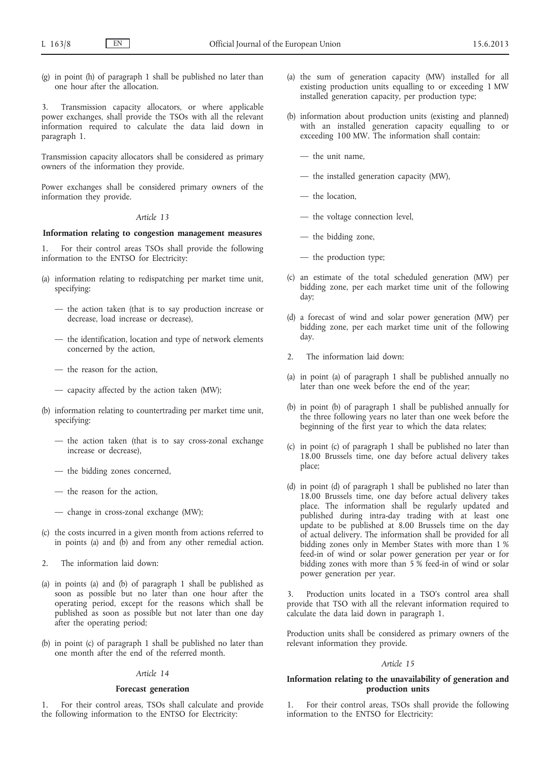(g) in point (h) of paragraph 1 shall be published no later than one hour after the allocation.

3. Transmission capacity allocators, or where applicable power exchanges, shall provide the TSOs with all the relevant information required to calculate the data laid down in paragraph 1.

Transmission capacity allocators shall be considered as primary owners of the information they provide.

Power exchanges shall be considered primary owners of the information they provide.

*Article 13*

**Information relating to congestion management measures**

1. For their control areas TSOs shall provide the following information to the ENTSO for Electricity:

(a) information relating to redispatching per market time unit, specifying:

— the action taken (that is to say production increase or decrease, load increase or decrease),

— the identification, location and type of network elements concerned by the action,

— the reason for the action,

— capacity affected by the action taken (MW);

(b) information relating to countertrading per market time unit, specifying:

— the action taken (that is to say cross-zonal exchange increase or decrease),

— the bidding zones concerned,

— the reason for the action,

— change in cross-zonal exchange (MW);

(c) the costs incurred in a given month from actions referred to in points (a) and (b) and from any other remedial action.

2. The information laid down:

(a) in points (a) and (b) of paragraph 1 shall be published as soon as possible but no later than one hour after the operating period, except for the reasons which shall be published as soon as possible but not later than one day after the operating period;

(b) in point (c) of paragraph 1 shall be published no later than one month after the end of the referred month.

*Article 14*

**Forecast generation**

1. For their control areas, TSOs shall calculate and provide the following information to the ENTSO for Electricity:

(a) the sum of generation capacity (MW) installed for all existing production units equalling to or exceeding 1 MW installed generation capacity, per production type;

(b) information about production units (existing and planned) with an installed generation capacity equalling to or exceeding 100 MW. The information shall contain:

— the unit name,

— the installed generation capacity (MW),

— the location,

— the voltage connection level,

— the bidding zone,

— the production type;

(c) an estimate of the total scheduled generation (MW) per bidding zone, per each market time unit of the following day;

(d) a forecast of wind and solar power generation (MW) per bidding zone, per each market time unit of the following day.

2. The information laid down:

(a) in point (a) of paragraph 1 shall be published annually no later than one week before the end of the year;

(b) in point (b) of paragraph 1 shall be published annually for the three following years no later than one week before the beginning of the first year to which the data relates;

(c) in point (c) of paragraph 1 shall be published no later than 18.00 Brussels time, one day before actual delivery takes place;

(d) in point (d) of paragraph 1 shall be published no later than 18.00 Brussels time, one day before actual delivery takes place. The information shall be regularly updated and published during intra-day trading with at least one update to be published at 8.00 Brussels time on the day of actual delivery. The information shall be provided for all bidding zones only in Member States with more than 1 % feed-in of wind or solar power generation per year or for bidding zones with more than 5 % feed-in of wind or solar power generation per year.

3. Production units located in a TSO's control area shall provide that TSO with all the relevant information required to calculate the data laid down in paragraph 1.

Production units shall be considered as primary owners of the relevant information they provide.

*Article 15*

**Information relating to the unavailability of generation and production units**

1. For their control areas, TSOs shall provide the following information to the ENTSO for Electricity: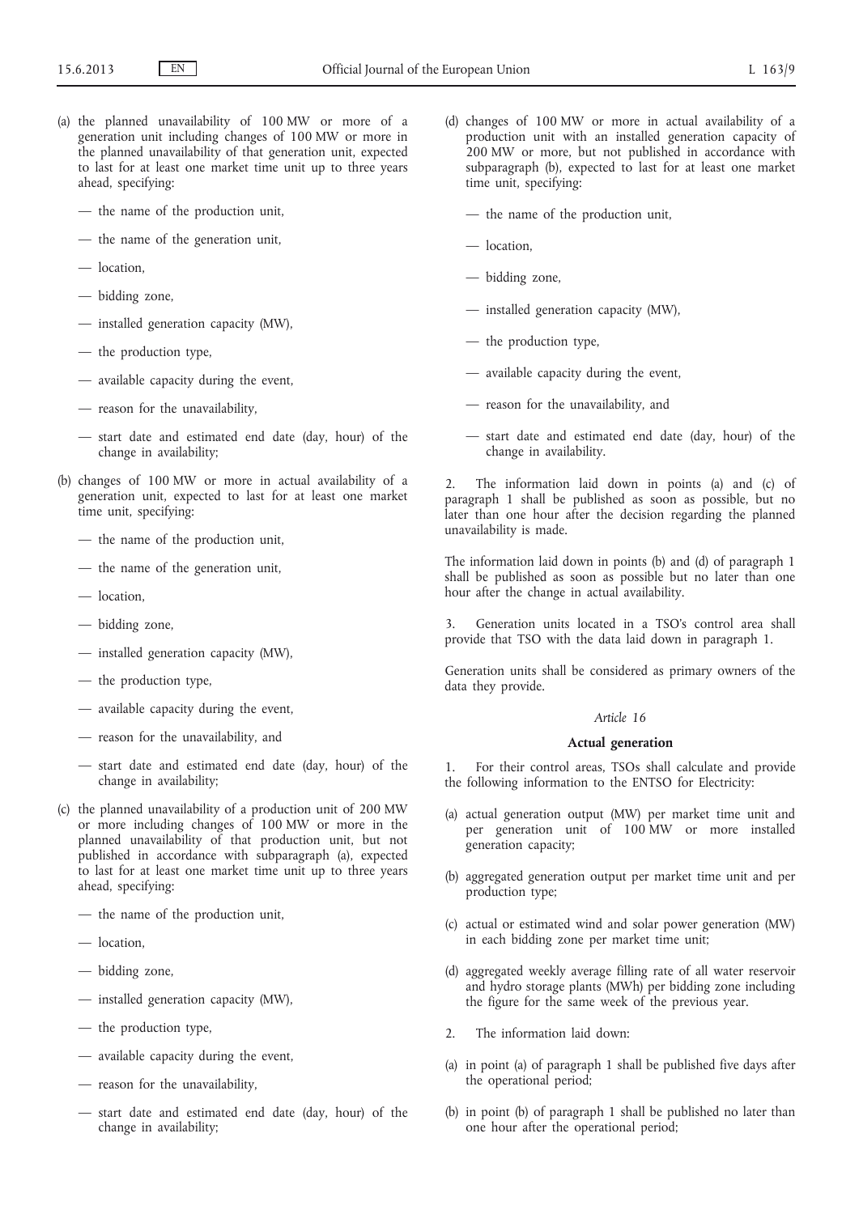(a) the planned unavailability of 100 MW or more of a generation unit including changes of 100 MW or more in the planned unavailability of that generation unit, expected to last for at least one market time unit up to three years ahead, specifying:

— the name of the production unit,

— the name of the generation unit,

— location,

— bidding zone,

— installed generation capacity (MW),

— the production type,

— available capacity during the event,

— reason for the unavailability,

— start date and estimated end date (day, hour) of the change in availability;

(b) changes of 100 MW or more in actual availability of a generation unit, expected to last for at least one market time unit, specifying:

— the name of the production unit,

— the name of the generation unit,

— location,

— bidding zone,

— installed generation capacity (MW),

— the production type,

— available capacity during the event,

— reason for the unavailability, and

— start date and estimated end date (day, hour) of the change in availability;

(c) the planned unavailability of a production unit of 200 MW or more including changes of 100 MW or more in the planned unavailability of that production unit, but not published in accordance with subparagraph (a), expected to last for at least one market time unit up to three years ahead, specifying:

— the name of the production unit,

— location,

— bidding zone,

— installed generation capacity (MW),

— the production type,

— available capacity during the event,

— reason for the unavailability,

— start date and estimated end date (day, hour) of the change in availability;

(d) changes of 100 MW or more in actual availability of a production unit with an installed generation capacity of 200 MW or more, but not published in accordance with subparagraph (b), expected to last for at least one market time unit, specifying:

— the name of the production unit,

— location,

— bidding zone,

— installed generation capacity (MW),

— the production type,

— available capacity during the event,

— reason for the unavailability, and

— start date and estimated end date (day, hour) of the change in availability.

2. The information laid down in points (a) and (c) of paragraph 1 shall be published as soon as possible, but no later than one hour after the decision regarding the planned unavailability is made.

The information laid down in points (b) and (d) of paragraph 1 shall be published as soon as possible but no later than one hour after the change in actual availability.

3. Generation units located in a TSO's control area shall provide that TSO with the data laid down in paragraph 1.

Generation units shall be considered as primary owners of the data they provide.

*Article 16*

**Actual generation**

1. For their control areas, TSOs shall calculate and provide the following information to the ENTSO for Electricity:

(a) actual generation output (MW) per market time unit and per generation unit of 100 MW or more installed generation capacity;

(b) aggregated generation output per market time unit and per production type;

(c) actual or estimated wind and solar power generation (MW) in each bidding zone per market time unit;

(d) aggregated weekly average filling rate of all water reservoir and hydro storage plants (MWh) per bidding zone including the figure for the same week of the previous year.

2. The information laid down:

(a) in point (a) of paragraph 1 shall be published five days after the operational period;

(b) in point (b) of paragraph 1 shall be published no later than one hour after the operational period;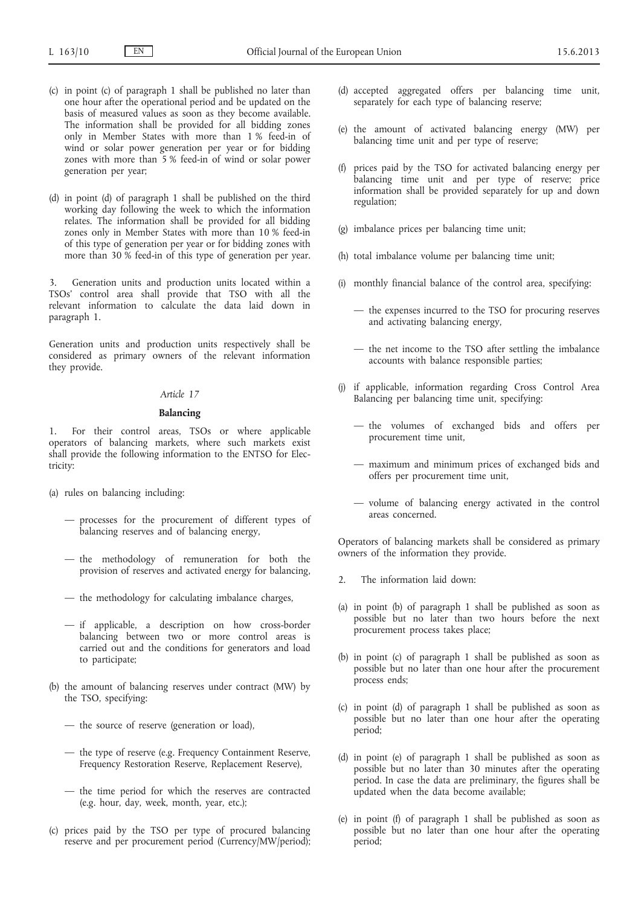(c) in point (c) of paragraph 1 shall be published no later than one hour after the operational period and be updated on the basis of measured values as soon as they become available. The information shall be provided for all bidding zones only in Member States with more than 1 % feed-in of wind or solar power generation per year or for bidding zones with more than 5 % feed-in of wind or solar power generation per year;

(d) in point (d) of paragraph 1 shall be published on the third working day following the week to which the information relates. The information shall be provided for all bidding zones only in Member States with more than 10 % feed-in of this type of generation per year or for bidding zones with more than 30 % feed-in of this type of generation per year.

3. Generation units and production units located within a TSOs' control area shall provide that TSO with all the relevant information to calculate the data laid down in paragraph 1.

Generation units and production units respectively shall be considered as primary owners of the relevant information they provide.

*Article 17*

**Balancing**

1. For their control areas, TSOs or where applicable operators of balancing markets, where such markets exist shall provide the following information to the ENTSO for Electricity:

(a) rules on balancing including:

— processes for the procurement of different types of balancing reserves and of balancing energy,

— the methodology of remuneration for both the provision of reserves and activated energy for balancing,

— the methodology for calculating imbalance charges,

— if applicable, a description on how cross-border balancing between two or more control areas is carried out and the conditions for generators and load to participate;

(b) the amount of balancing reserves under contract (MW) by the TSO, specifying:

— the source of reserve (generation or load),

— the type of reserve (e.g. Frequency Containment Reserve, Frequency Restoration Reserve, Replacement Reserve),

— the time period for which the reserves are contracted (e.g. hour, day, week, month, year, etc.);

(c) prices paid by the TSO per type of procured balancing reserve and per procurement period (Currency/MW/period);

(d) accepted aggregated offers per balancing time unit, separately for each type of balancing reserve;

(e) the amount of activated balancing energy (MW) per balancing time unit and per type of reserve;

(f) prices paid by the TSO for activated balancing energy per balancing time unit and per type of reserve; price information shall be provided separately for up and down regulation;

(g) imbalance prices per balancing time unit;

(h) total imbalance volume per balancing time unit;

(i) monthly financial balance of the control area, specifying:

— the expenses incurred to the TSO for procuring reserves and activating balancing energy,

— the net income to the TSO after settling the imbalance accounts with balance responsible parties;

(j) if applicable, information regarding Cross Control Area Balancing per balancing time unit, specifying:

— the volumes of exchanged bids and offers per procurement time unit,

— maximum and minimum prices of exchanged bids and offers per procurement time unit,

— volume of balancing energy activated in the control areas concerned.

Operators of balancing markets shall be considered as primary owners of the information they provide.

2. The information laid down:

(a) in point (b) of paragraph 1 shall be published as soon as possible but no later than two hours before the next procurement process takes place;

(b) in point (c) of paragraph 1 shall be published as soon as possible but no later than one hour after the procurement process ends;

(c) in point (d) of paragraph 1 shall be published as soon as possible but no later than one hour after the operating period;

(d) in point (e) of paragraph 1 shall be published as soon as possible but no later than 30 minutes after the operating period. In case the data are preliminary, the figures shall be updated when the data become available;

(e) in point (f) of paragraph 1 shall be published as soon as possible but no later than one hour after the operating period;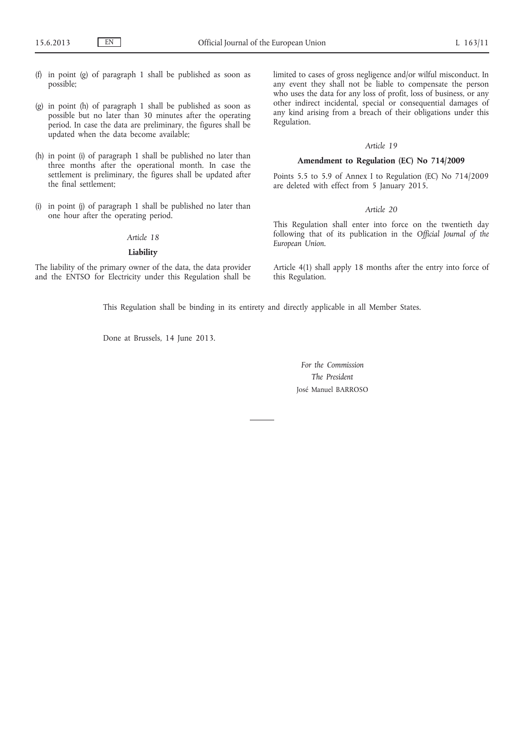(f) in point (g) of paragraph 1 shall be published as soon as possible;

(g) in point (h) of paragraph 1 shall be published as soon as possible but no later than 30 minutes after the operating period. In case the data are preliminary, the figures shall be updated when the data become available;

(h) in point (i) of paragraph 1 shall be published no later than three months after the operational month. In case the settlement is preliminary, the figures shall be updated after the final settlement;

(i) in point (j) of paragraph 1 shall be published no later than one hour after the operating period.

*Article 18*

**Liability**

The liability of the primary owner of the data, the data provider and the ENTSO for Electricity under this Regulation shall be limited to cases of gross negligence and/or wilful misconduct. In any event they shall not be liable to compensate the person who uses the data for any loss of profit, loss of business, or any other indirect incidental, special or consequential damages of any kind arising from a breach of their obligations under this Regulation.

*Article 19*

**Amendment to Regulation (EC) No 714/2009**

Points 5.5 to 5.9 of Annex I to Regulation (EC) No 714/2009 are deleted with effect from 5 January 2015.

*Article 20*

This Regulation shall enter into force on the twentieth day following that of its publication in the *Official Journal of the European Union*.

Article 4(1) shall apply 18 months after the entry into force of this Regulation.

This Regulation shall be binding in its entirety and directly applicable in all Member States.

Done at Brussels, 14 June 2013.

*For the Commission*

*The President*

José Manuel BARROSO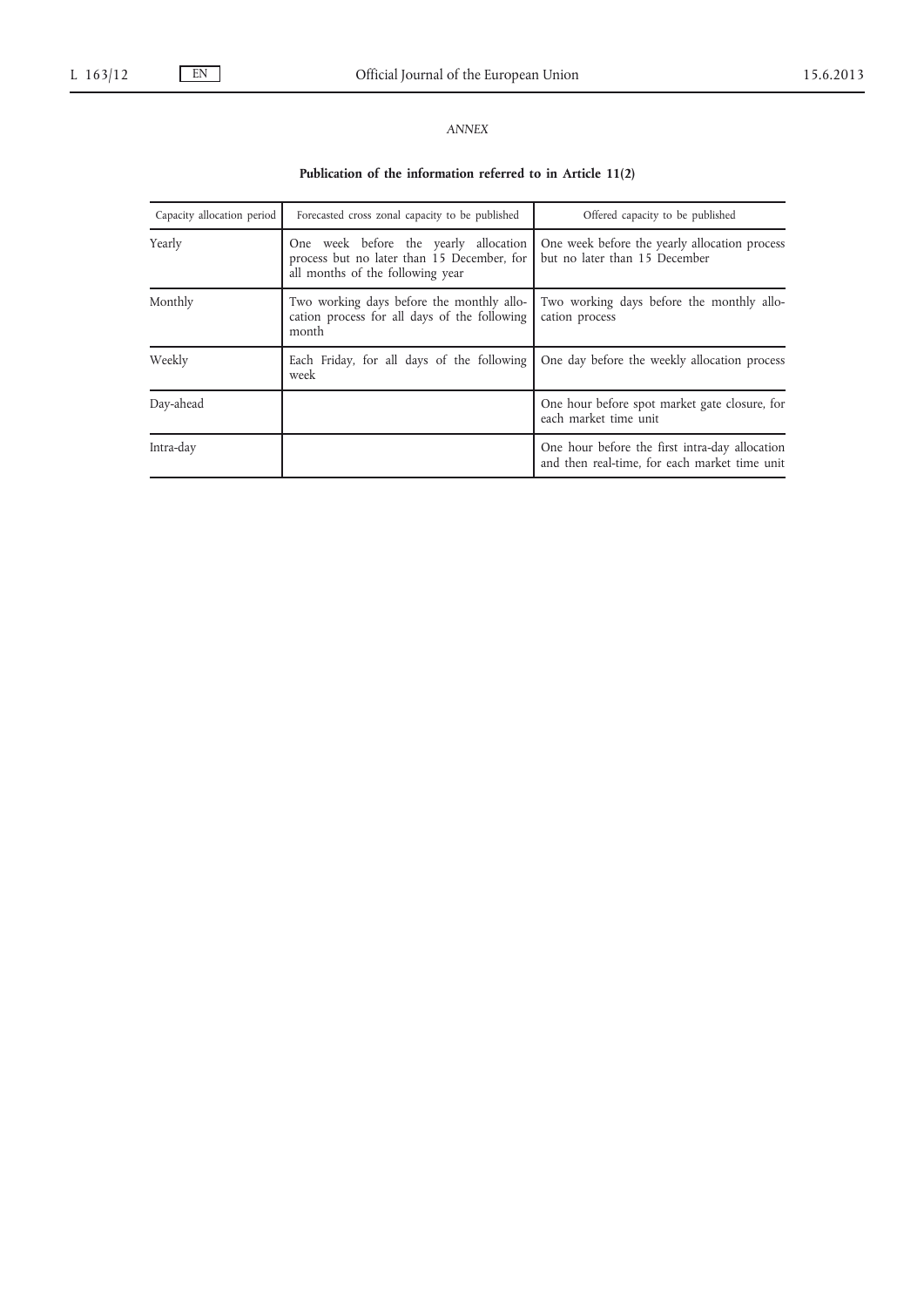*ANNEX*

**Publication of the information referred to in Article 11(2)**

| Capacity allocation period | Forecasted cross zonal capacity to be published | Offered capacity to be published |
|---|---|---|
| Yearly | One week before the yearly allocation process but no later than 15 December, for all months of the following year | One week before the yearly allocation process but no later than 15 December |
| Monthly | Two working days before the monthly allocation process for all days of the following month | Two working days before the monthly allocation process |
| Weekly | Each Friday, for all days of the following week | One day before the weekly allocation process |
| Day-ahead | | One hour before spot market gate closure, for each market time unit |
| Intra-day | | One hour before the first intra-day allocation and then real-time, for each market time unit |